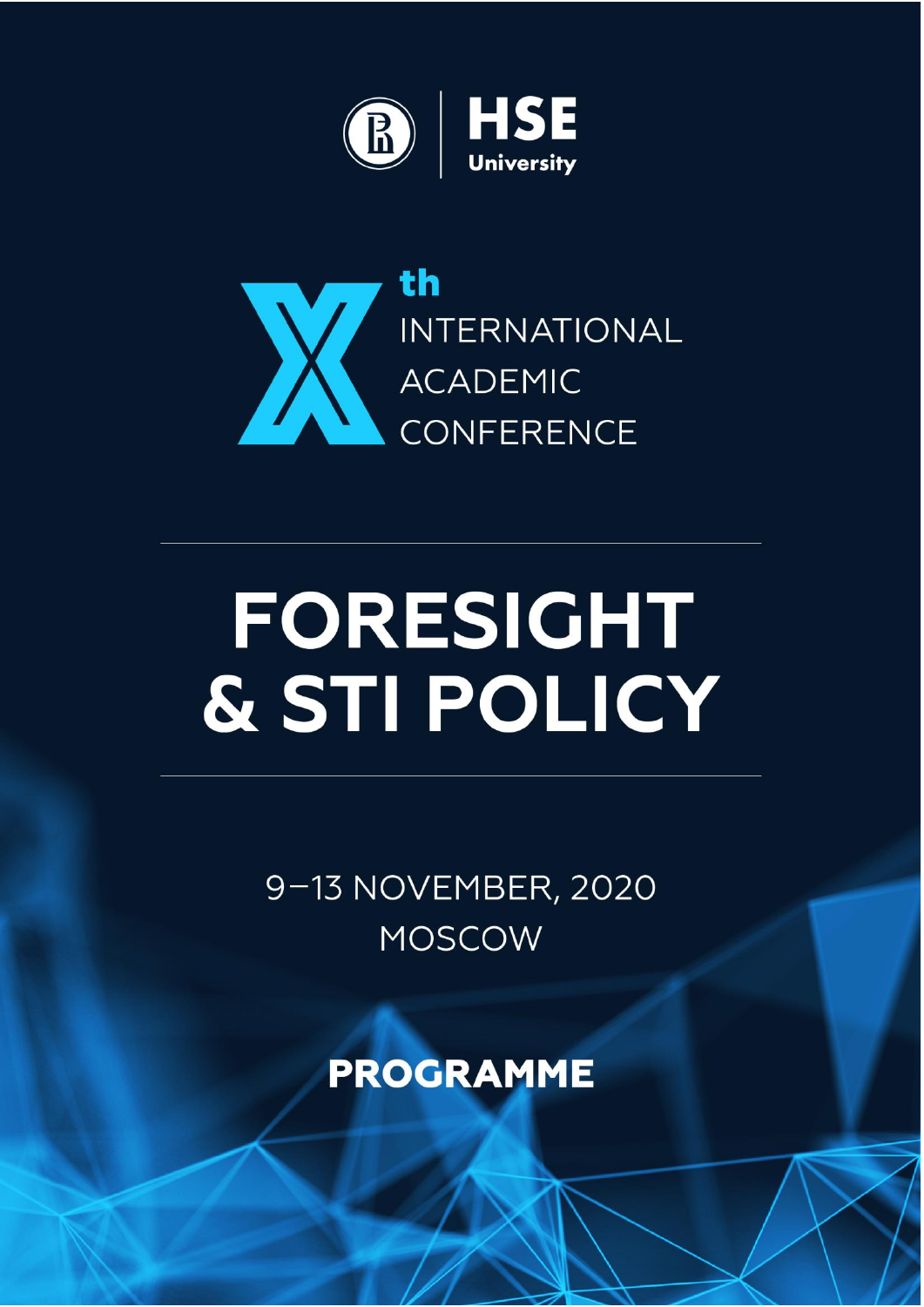HSE University

# X[th] INTERNATIONAL ACADEMIC CONFERENCE

# FORESIGHT & STI POLICY

9–13 NOVEMBER, 2020
MOSCOW

## PROGRAMME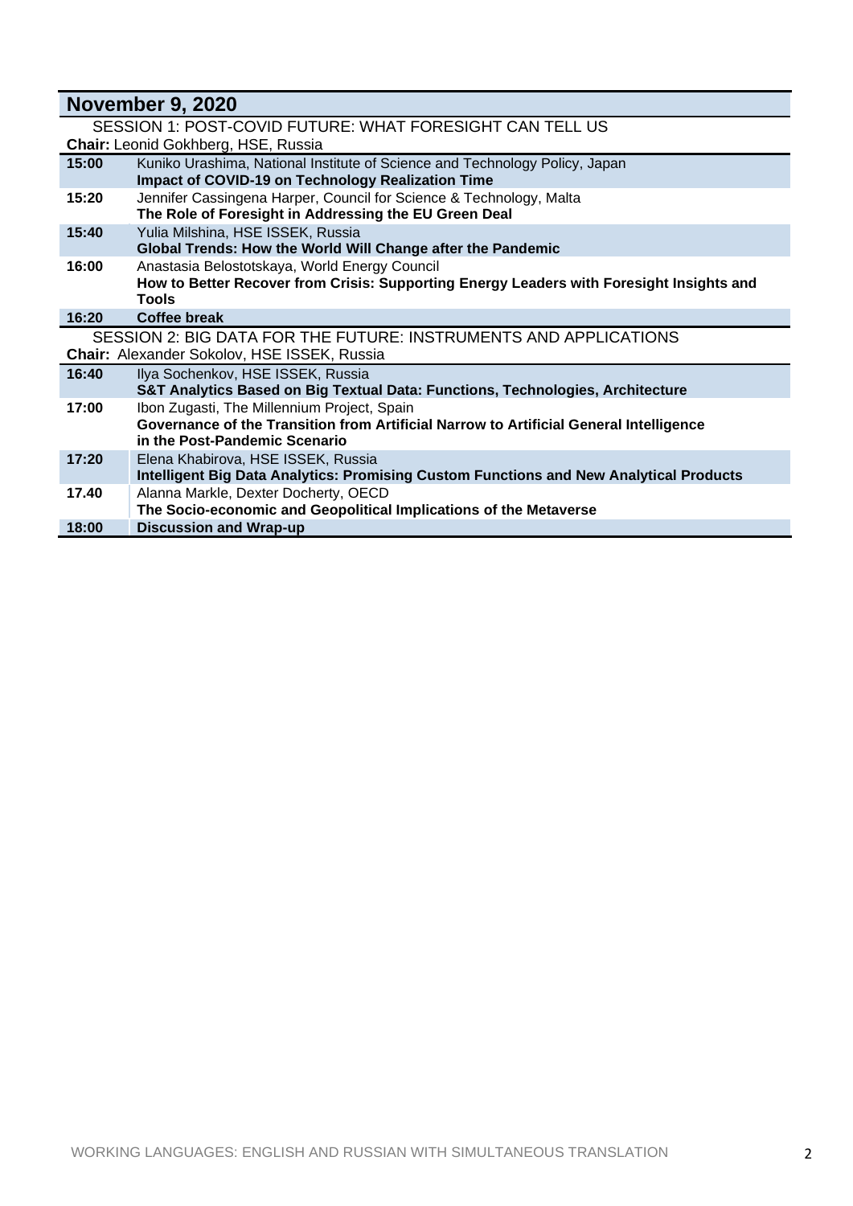## November 9, 2020

SESSION 1: POST-COVID FUTURE: WHAT FORESIGHT CAN TELL US

**Chair:** Leonid Gokhberg, HSE, Russia

| | |
|---|---|
| **15:00** | Kuniko Urashima, National Institute of Science and Technology Policy, Japan<br>**Impact of COVID-19 on Technology Realization Time** |
| **15:20** | Jennifer Cassingena Harper, Council for Science & Technology, Malta<br>**The Role of Foresight in Addressing the EU Green Deal** |
| **15:40** | Yulia Milshina, HSE ISSEK, Russia<br>**Global Trends: How the World Will Change after the Pandemic** |
| **16:00** | Anastasia Belostotskaya, World Energy Council<br>**How to Better Recover from Crisis: Supporting Energy Leaders with Foresight Insights and Tools** |
| **16:20** | **Coffee break** |

SESSION 2: BIG DATA FOR THE FUTURE: INSTRUMENTS AND APPLICATIONS

**Chair:** Alexander Sokolov, HSE ISSEK, Russia

| | |
|---|---|
| **16:40** | Ilya Sochenkov, HSE ISSEK, Russia<br>**S&T Analytics Based on Big Textual Data: Functions, Technologies, Architecture** |
| **17:00** | Ibon Zugasti, The Millennium Project, Spain<br>**Governance of the Transition from Artificial Narrow to Artificial General Intelligence in the Post-Pandemic Scenario** |
| **17:20** | Elena Khabirova, HSE ISSEK, Russia<br>**Intelligent Big Data Analytics: Promising Custom Functions and New Analytical Products** |
| **17.40** | Alanna Markle, Dexter Docherty, OECD<br>**The Socio-economic and Geopolitical Implications of the Metaverse** |
| **18:00** | **Discussion and Wrap-up** |

WORKING LANGUAGES: ENGLISH AND RUSSIAN WITH SIMULTANEOUS TRANSLATION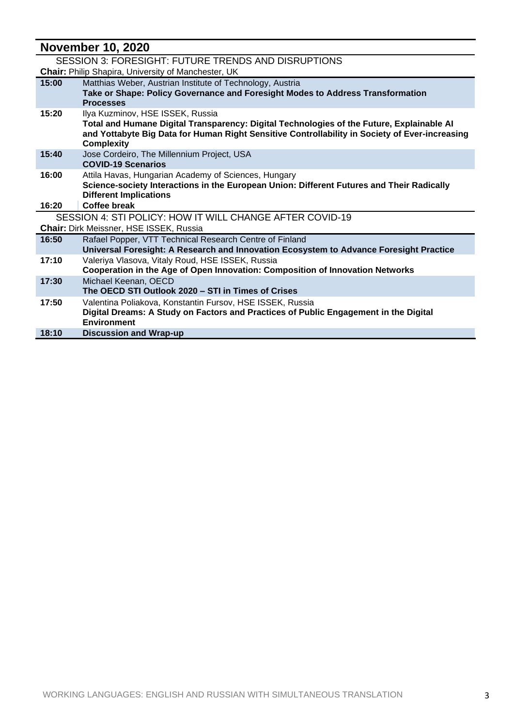## November 10, 2020

### SESSION 3: FORESIGHT: FUTURE TRENDS AND DISRUPTIONS

**Chair:** Philip Shapira, University of Manchester, UK

| | |
|---|---|
| **15:00** | Matthias Weber, Austrian Institute of Technology, Austria<br>**Take or Shape: Policy Governance and Foresight Modes to Address Transformation Processes** |
| **15:20** | Ilya Kuzminov, HSE ISSEK, Russia<br>**Total and Humane Digital Transparency: Digital Technologies of the Future, Explainable AI and Yottabyte Big Data for Human Right Sensitive Controllability in Society of Ever-increasing Complexity** |
| **15:40** | Jose Cordeiro, The Millennium Project, USA<br>**COVID-19 Scenarios** |
| **16:00** | Attila Havas, Hungarian Academy of Sciences, Hungary<br>**Science-society Interactions in the European Union: Different Futures and Their Radically Different Implications** |
| **16:20** | **Coffee break** |

### SESSION 4: STI POLICY: HOW IT WILL CHANGE AFTER COVID-19

**Chair:** Dirk Meissner, HSE ISSEK, Russia

| | |
|---|---|
| **16:50** | Rafael Popper, VTT Technical Research Centre of Finland<br>**Universal Foresight: A Research and Innovation Ecosystem to Advance Foresight Practice** |
| **17:10** | Valeriya Vlasova, Vitaly Roud, HSE ISSEK, Russia<br>**Cooperation in the Age of Open Innovation: Composition of Innovation Networks** |
| **17:30** | Michael Keenan, OECD<br>**The OECD STI Outlook 2020 – STI in Times of Crises** |
| **17:50** | Valentina Poliakova, Konstantin Fursov, HSE ISSEK, Russia<br>**Digital Dreams: A Study on Factors and Practices of Public Engagement in the Digital Environment** |
| **18:10** | **Discussion and Wrap-up** |

WORKING LANGUAGES: ENGLISH AND RUSSIAN WITH SIMULTANEOUS TRANSLATION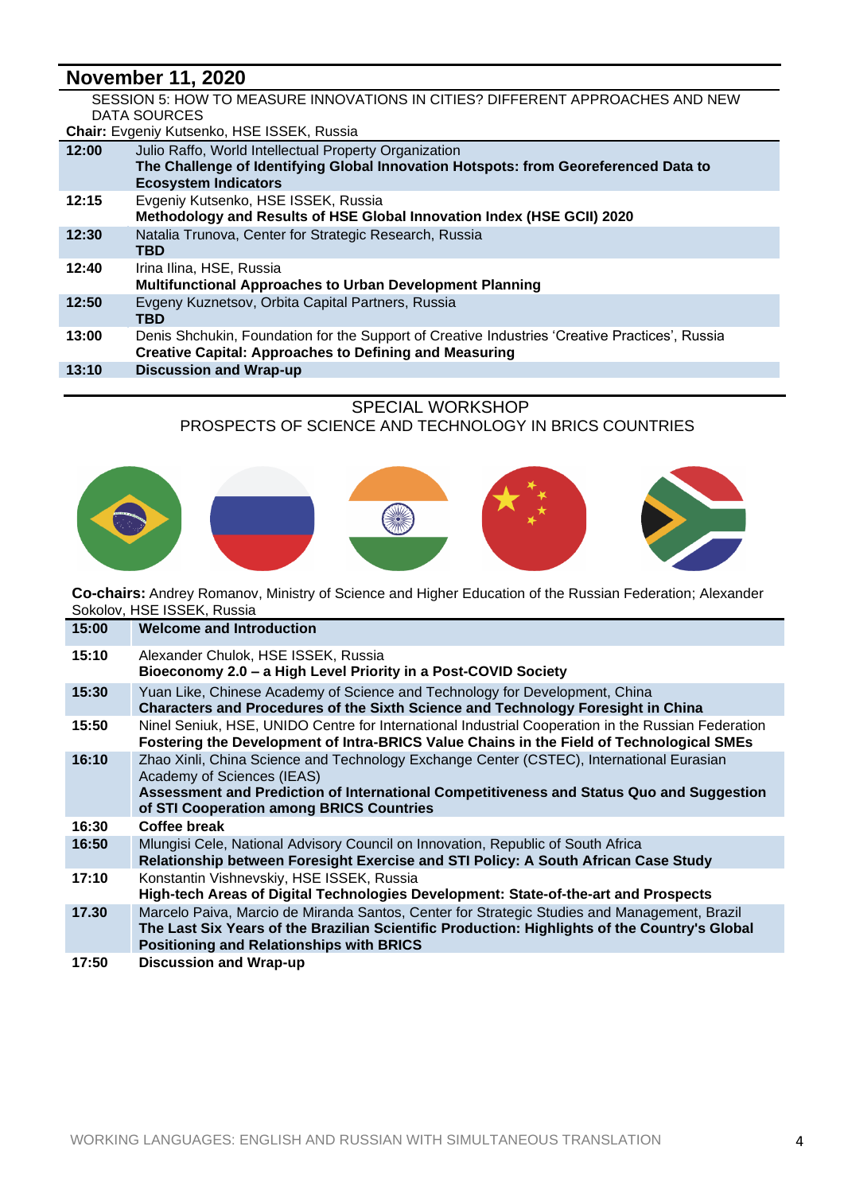## November 11, 2020

SESSION 5: HOW TO MEASURE INNOVATIONS IN CITIES? DIFFERENT APPROACHES AND NEW DATA SOURCES

**Chair:** Evgeniy Kutsenko, HSE ISSEK, Russia

| | |
|---|---|
| **12:00** | Julio Raffo, World Intellectual Property Organization<br>**The Challenge of Identifying Global Innovation Hotspots: from Georeferenced Data to Ecosystem Indicators** |
| **12:15** | Evgeniy Kutsenko, HSE ISSEK, Russia<br>**Methodology and Results of HSE Global Innovation Index (HSE GCII) 2020** |
| **12:30** | Natalia Trunova, Center for Strategic Research, Russia<br>**TBD** |
| **12:40** | Irina Ilina, HSE, Russia<br>**Multifunctional Approaches to Urban Development Planning** |
| **12:50** | Evgeny Kuznetsov, Orbita Capital Partners, Russia<br>**TBD** |
| **13:00** | Denis Shchukin, Foundation for the Support of Creative Industries 'Creative Practices', Russia<br>**Creative Capital: Approaches to Defining and Measuring** |
| **13:10** | **Discussion and Wrap-up** |

SPECIAL WORKSHOP

PROSPECTS OF SCIENCE AND TECHNOLOGY IN BRICS COUNTRIES

**Co-chairs:** Andrey Romanov, Ministry of Science and Higher Education of the Russian Federation; Alexander Sokolov, HSE ISSEK, Russia

| | |
|---|---|
| **15:00** | **Welcome and Introduction** |
| **15:10** | Alexander Chulok, HSE ISSEK, Russia<br>**Bioeconomy 2.0 – a High Level Priority in a Post-COVID Society** |
| **15:30** | Yuan Like, Chinese Academy of Science and Technology for Development, China<br>**Characters and Procedures of the Sixth Science and Technology Foresight in China** |
| **15:50** | Ninel Seniuk, HSE, UNIDO Centre for International Industrial Cooperation in the Russian Federation<br>**Fostering the Development of Intra-BRICS Value Chains in the Field of Technological SMEs** |
| **16:10** | Zhao Xinli, China Science and Technology Exchange Center (CSTEC), International Eurasian Academy of Sciences (IEAS)<br>**Assessment and Prediction of International Competitiveness and Status Quo and Suggestion of STI Cooperation among BRICS Countries** |
| **16:30** | **Coffee break** |
| **16:50** | Mlungisi Cele, National Advisory Council on Innovation, Republic of South Africa<br>**Relationship between Foresight Exercise and STI Policy: A South African Case Study** |
| **17:10** | Konstantin Vishnevskiy, HSE ISSEK, Russia<br>**High-tech Areas of Digital Technologies Development: State-of-the-art and Prospects** |
| **17.30** | Marcelo Paiva, Marcio de Miranda Santos, Center for Strategic Studies and Management, Brazil<br>**The Last Six Years of the Brazilian Scientific Production: Highlights of the Country's Global Positioning and Relationships with BRICS** |
| **17:50** | **Discussion and Wrap-up** |

WORKING LANGUAGES: ENGLISH AND RUSSIAN WITH SIMULTANEOUS TRANSLATION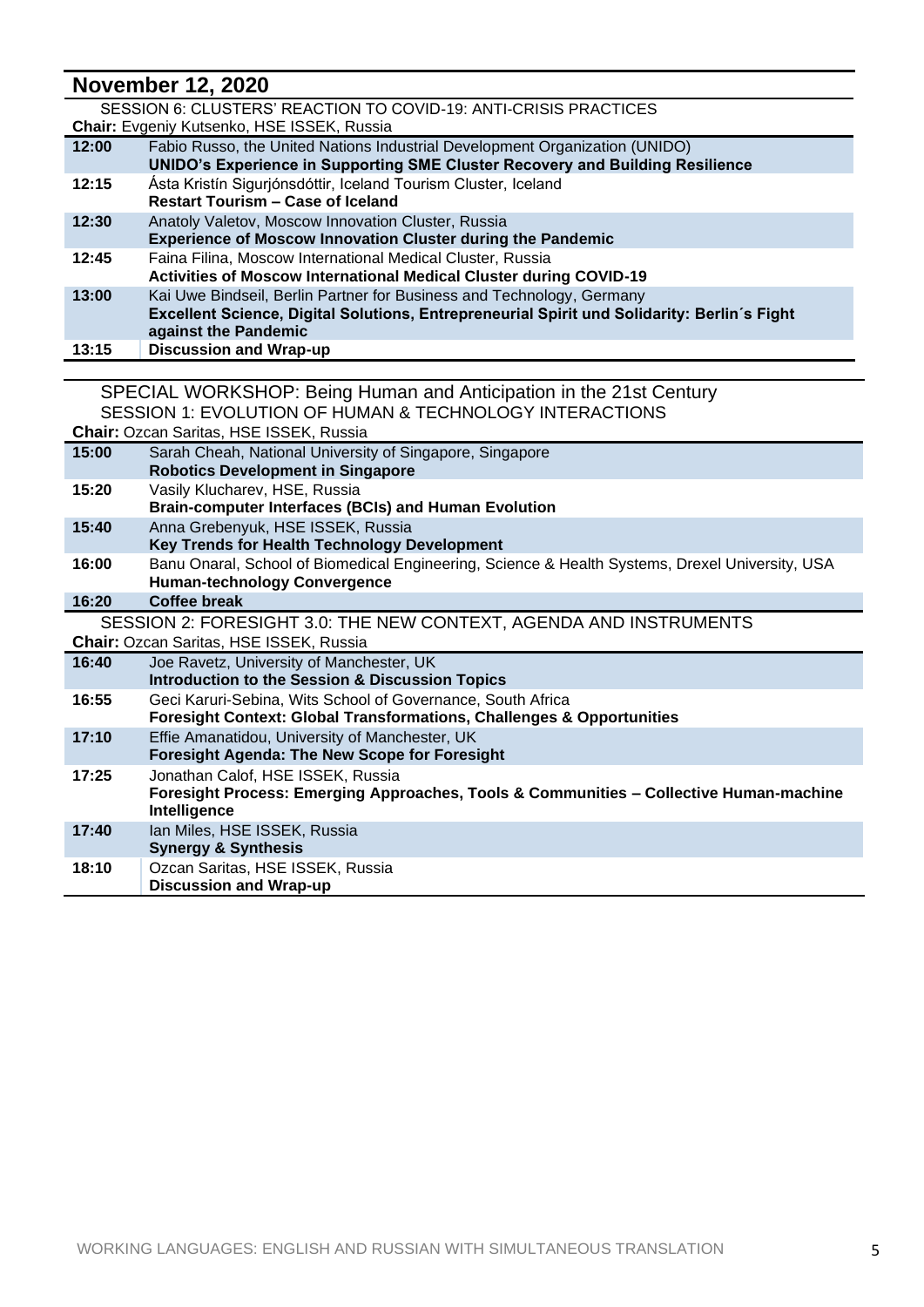## November 12, 2020

SESSION 6: CLUSTERS' REACTION TO COVID-19: ANTI-CRISIS PRACTICES

**Chair:** Evgeniy Kutsenko, HSE ISSEK, Russia

| | |
|---|---|
| **12:00** | Fabio Russo, the United Nations Industrial Development Organization (UNIDO)<br>**UNIDO's Experience in Supporting SME Cluster Recovery and Building Resilience** |
| **12:15** | Ásta Kristín Sigurjónsdóttir, Iceland Tourism Cluster, Iceland<br>**Restart Tourism – Case of Iceland** |
| **12:30** | Anatoly Valetov, Moscow Innovation Cluster, Russia<br>**Experience of Moscow Innovation Cluster during the Pandemic** |
| **12:45** | Faina Filina, Moscow International Medical Cluster, Russia<br>**Activities of Moscow International Medical Cluster during COVID-19** |
| **13:00** | Kai Uwe Bindseil, Berlin Partner for Business and Technology, Germany<br>**Excellent Science, Digital Solutions, Entrepreneurial Spirit und Solidarity: Berlin´s Fight against the Pandemic** |
| **13:15** | **Discussion and Wrap-up** |

SPECIAL WORKSHOP: Being Human and Anticipation in the 21st Century

SESSION 1: EVOLUTION OF HUMAN & TECHNOLOGY INTERACTIONS

**Chair:** Ozcan Saritas, HSE ISSEK, Russia

| | |
|---|---|
| **15:00** | Sarah Cheah, National University of Singapore, Singapore<br>**Robotics Development in Singapore** |
| **15:20** | Vasily Klucharev, HSE, Russia<br>**Brain-computer Interfaces (BCIs) and Human Evolution** |
| **15:40** | Anna Grebenyuk, HSE ISSEK, Russia<br>**Key Trends for Health Technology Development** |
| **16:00** | Banu Onaral, School of Biomedical Engineering, Science & Health Systems, Drexel University, USA<br>**Human-technology Convergence** |
| **16:20** | **Coffee break** |

SESSION 2: FORESIGHT 3.0: THE NEW CONTEXT, AGENDA AND INSTRUMENTS

**Chair:** Ozcan Saritas, HSE ISSEK, Russia

| | |
|---|---|
| **16:40** | Joe Ravetz, University of Manchester, UK<br>**Introduction to the Session & Discussion Topics** |
| **16:55** | Geci Karuri-Sebina, Wits School of Governance, South Africa<br>**Foresight Context: Global Transformations, Challenges & Opportunities** |
| **17:10** | Effie Amanatidou, University of Manchester, UK<br>**Foresight Agenda: The New Scope for Foresight** |
| **17:25** | Jonathan Calof, HSE ISSEK, Russia<br>**Foresight Process: Emerging Approaches, Tools & Communities – Collective Human-machine Intelligence** |
| **17:40** | Ian Miles, HSE ISSEK, Russia<br>**Synergy & Synthesis** |
| **18:10** | Ozcan Saritas, HSE ISSEK, Russia<br>**Discussion and Wrap-up** |

WORKING LANGUAGES: ENGLISH AND RUSSIAN WITH SIMULTANEOUS TRANSLATION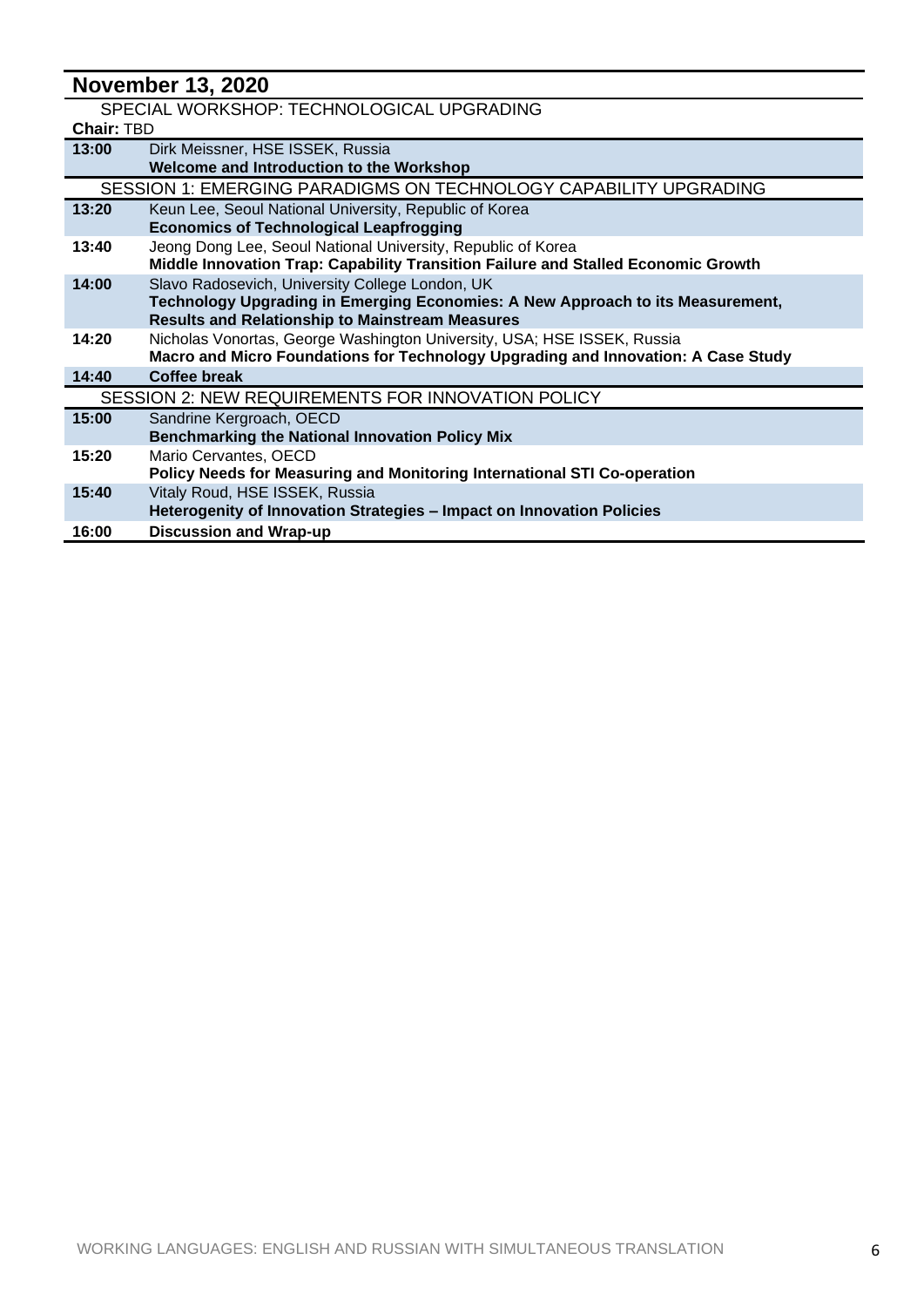## November 13, 2020

SPECIAL WORKSHOP: TECHNOLOGICAL UPGRADING

**Chair:** TBD

| | |
|---|---|
| **13:00** | Dirk Meissner, HSE ISSEK, Russia<br>**Welcome and Introduction to the Workshop** |
| | SESSION 1: EMERGING PARADIGMS ON TECHNOLOGY CAPABILITY UPGRADING |
| **13:20** | Keun Lee, Seoul National University, Republic of Korea<br>**Economics of Technological Leapfrogging** |
| **13:40** | Jeong Dong Lee, Seoul National University, Republic of Korea<br>**Middle Innovation Trap: Capability Transition Failure and Stalled Economic Growth** |
| **14:00** | Slavo Radosevich, University College London, UK<br>**Technology Upgrading in Emerging Economies: A New Approach to its Measurement, Results and Relationship to Mainstream Measures** |
| **14:20** | Nicholas Vonortas, George Washington University, USA; HSE ISSEK, Russia<br>**Macro and Micro Foundations for Technology Upgrading and Innovation: A Case Study** |
| **14:40** | **Coffee break** |
| | SESSION 2: NEW REQUIREMENTS FOR INNOVATION POLICY |
| **15:00** | Sandrine Kergroach, OECD<br>**Benchmarking the National Innovation Policy Mix** |
| **15:20** | Mario Cervantes, OECD<br>**Policy Needs for Measuring and Monitoring International STI Co-operation** |
| **15:40** | Vitaly Roud, HSE ISSEK, Russia<br>**Heterogenity of Innovation Strategies – Impact on Innovation Policies** |
| **16:00** | **Discussion and Wrap-up** |

WORKING LANGUAGES: ENGLISH AND RUSSIAN WITH SIMULTANEOUS TRANSLATION